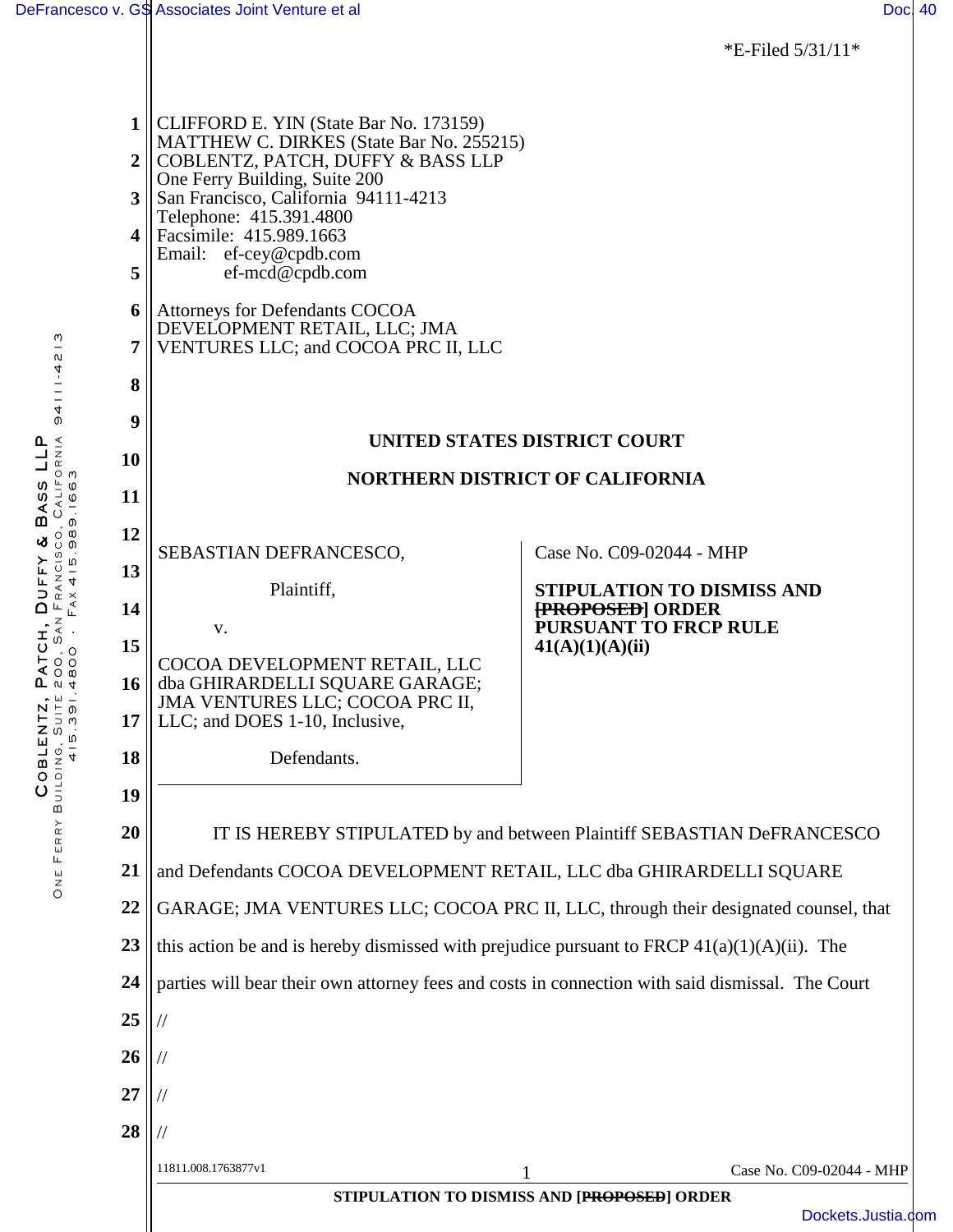*E-Filed 5/31/11*

CLIFFORD E. YIN (State Bar No. 173159)
MATTHEW C. DIRKES (State Bar No. 255215)
COBLENTZ, PATCH, DUFFY & BASS LLP
One Ferry Building, Suite 200
San Francisco, California 94111-4213
Telephone: 415.391.4800
Facsimile: 415.989.1663
Email: ef-cey@cpdb.com
ef-mcd@cpdb.com

Attorneys for Defendants COCOA DEVELOPMENT RETAIL, LLC; JMA VENTURES LLC; and COCOA PRC II, LLC

**UNITED STATES DISTRICT COURT**

**NORTHERN DISTRICT OF CALIFORNIA**

SEBASTIAN DEFRANCESCO,

Plaintiff,

v.

COCOA DEVELOPMENT RETAIL, LLC dba GHIRARDELLI SQUARE GARAGE; JMA VENTURES LLC; COCOA PRC II, LLC; and DOES 1-10, Inclusive,

Defendants.

Case No. C09-02044 - MHP

**STIPULATION TO DISMISS AND ~~[PROPOSED]~~ ORDER PURSUANT TO FRCP RULE 41(A)(1)(A)(ii)**

IT IS HEREBY STIPULATED by and between Plaintiff SEBASTIAN DeFRANCESCO and Defendants COCOA DEVELOPMENT RETAIL, LLC dba GHIRARDELLI SQUARE GARAGE; JMA VENTURES LLC; COCOA PRC II, LLC, through their designated counsel, that this action be and is hereby dismissed with prejudice pursuant to FRCP 41(a)(1)(A)(ii). The parties will bear their own attorney fees and costs in connection with said dismissal. The Court

//

//

//

//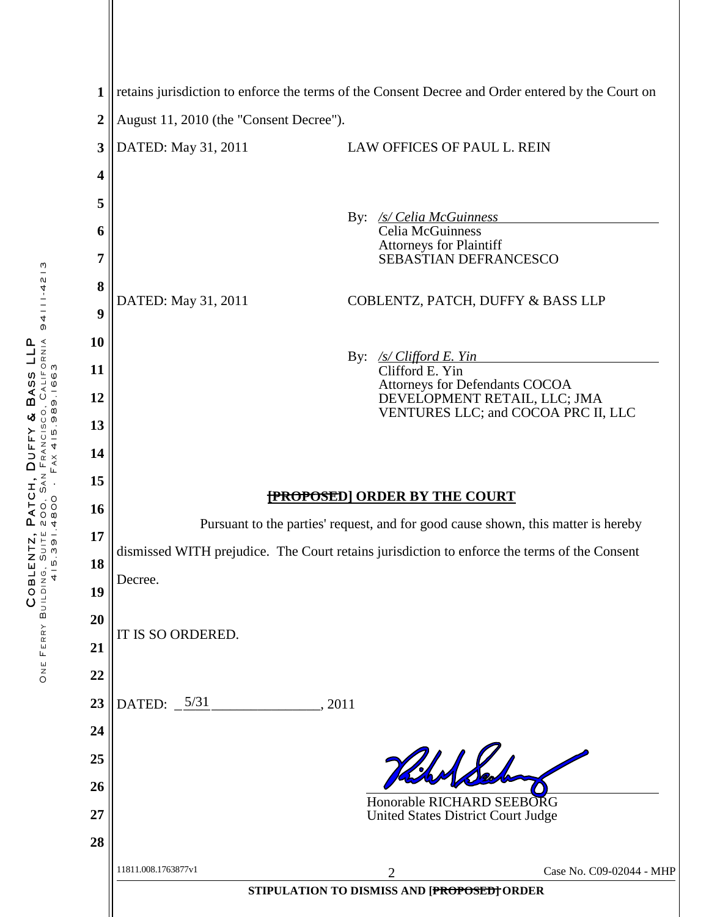retains jurisdiction to enforce the terms of the Consent Decree and Order entered by the Court on August 11, 2010 (the "Consent Decree").

DATED: May 31, 2011

LAW OFFICES OF PAUL L. REIN

By: */s/ Celia McGuinness*
Celia McGuinness
Attorneys for Plaintiff
SEBASTIAN DEFRANCESCO

DATED: May 31, 2011

COBLENTZ, PATCH, DUFFY & BASS LLP

By: */s/ Clifford E. Yin*
Clifford E. Yin
Attorneys for Defendants COCOA DEVELOPMENT RETAIL, LLC; JMA VENTURES LLC; and COCOA PRC II, LLC

## ~~[PROPOSED]~~ ORDER BY THE COURT

Pursuant to the parties' request, and for good cause shown, this matter is hereby dismissed WITH prejudice. The Court retains jurisdiction to enforce the terms of the Consent Decree.

IT IS SO ORDERED.

DATED: 5/31, 2011

Honorable RICHARD SEEBORG
United States District Court Judge